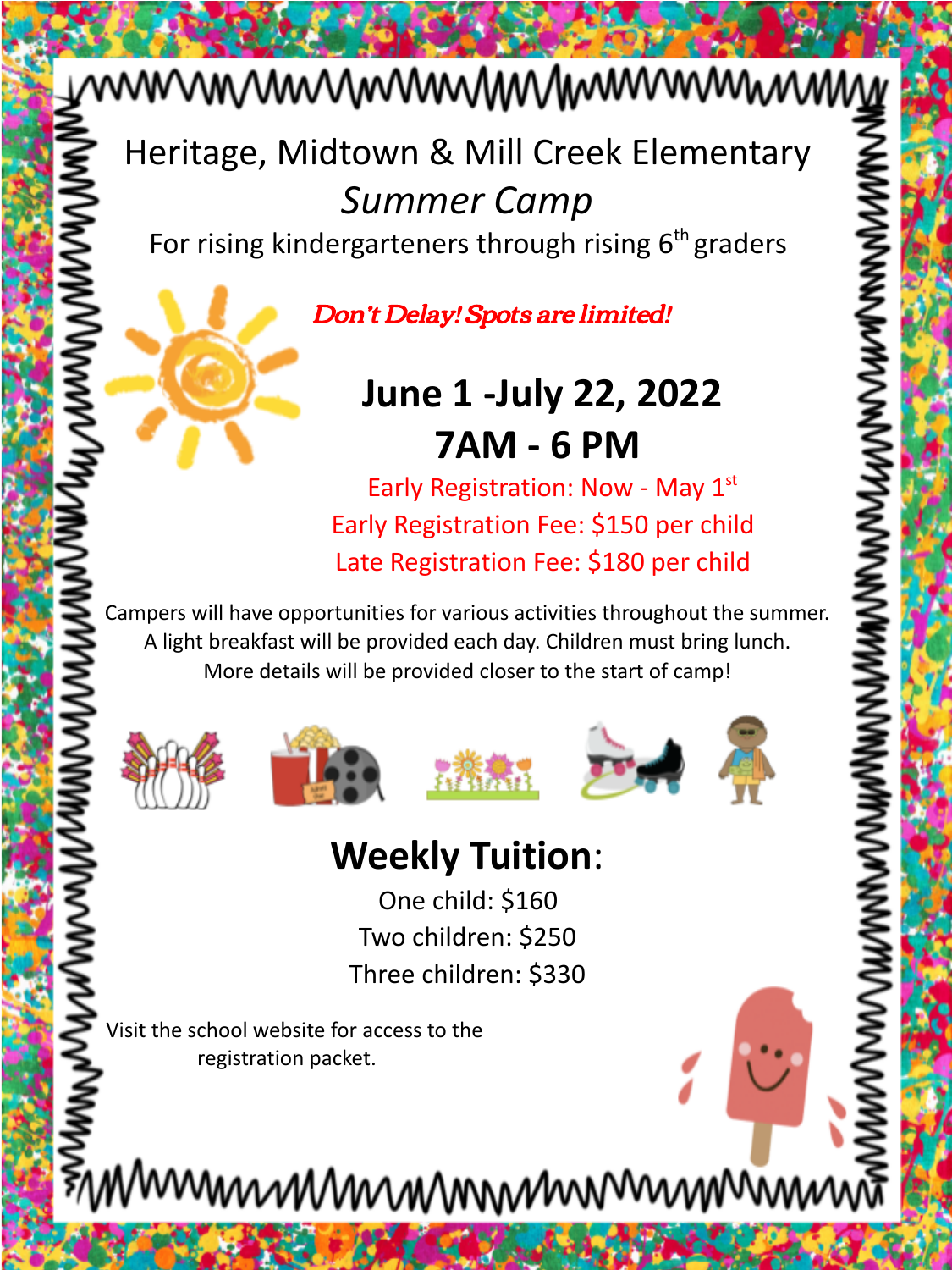# Heritage, Midtown & Mill Creek Elementary

## *Summer Camp*

For rising kindergarteners through rising 6th graders

*Don't Delay! Spots are limited!*

## June 1 -July 22, 2022

## 7AM - 6 PM

Early Registration: Now - May 1st

Early Registration Fee: $150 per child

Late Registration Fee: $180 per child

Campers will have opportunities for various activities throughout the summer. A light breakfast will be provided each day. Children must bring lunch. More details will be provided closer to the start of camp!

## Weekly Tuition:

One child: $160

Two children: $250

Three children: $330

Visit the school website for access to the registration packet.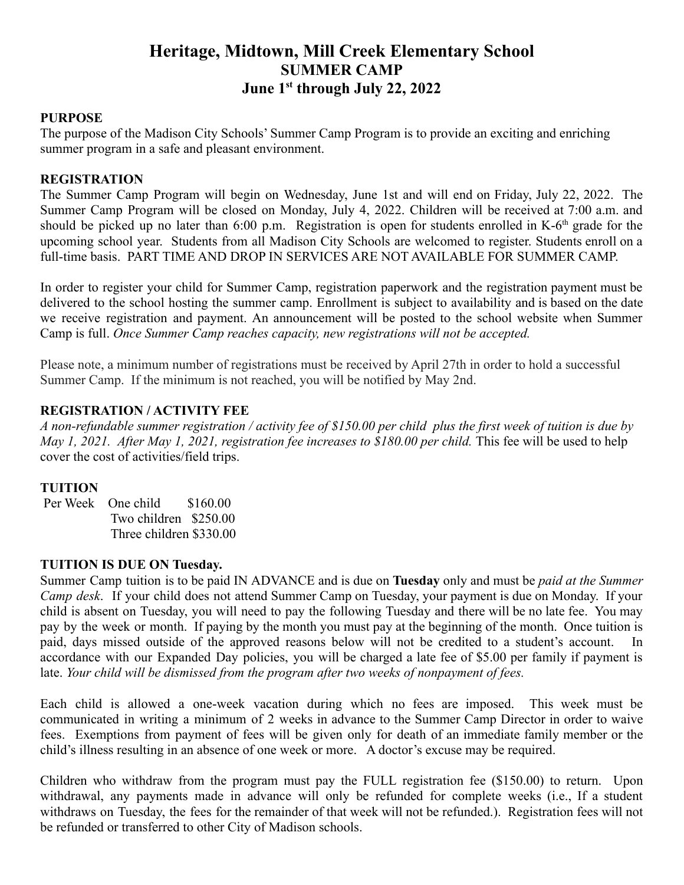# Heritage, Midtown, Mill Creek Elementary School
## SUMMER CAMP
## June 1st through July 22, 2022

**PURPOSE**

The purpose of the Madison City Schools' Summer Camp Program is to provide an exciting and enriching summer program in a safe and pleasant environment.

**REGISTRATION**

The Summer Camp Program will begin on Wednesday, June 1st and will end on Friday, July 22, 2022. The Summer Camp Program will be closed on Monday, July 4, 2022. Children will be received at 7:00 a.m. and should be picked up no later than 6:00 p.m. Registration is open for students enrolled in K-6th grade for the upcoming school year. Students from all Madison City Schools are welcomed to register. Students enroll on a full-time basis. PART TIME AND DROP IN SERVICES ARE NOT AVAILABLE FOR SUMMER CAMP.

In order to register your child for Summer Camp, registration paperwork and the registration payment must be delivered to the school hosting the summer camp. Enrollment is subject to availability and is based on the date we receive registration and payment. An announcement will be posted to the school website when Summer Camp is full. *Once Summer Camp reaches capacity, new registrations will not be accepted.*

Please note, a minimum number of registrations must be received by April 27th in order to hold a successful Summer Camp. If the minimum is not reached, you will be notified by May 2nd.

**REGISTRATION / ACTIVITY FEE**

*A non-refundable summer registration / activity fee of $150.00 per child plus the first week of tuition is due by May 1, 2021. After May 1, 2021, registration fee increases to $180.00 per child.* This fee will be used to help cover the cost of activities/field trips.

**TUITION**

| | | |
|---|---|---|
| Per Week | One child | $160.00 |
| | Two children | $250.00 |
| | Three children | $330.00 |

**TUITION IS DUE ON Tuesday.**

Summer Camp tuition is to be paid IN ADVANCE and is due on **Tuesday** only and must be *paid at the Summer Camp desk*. If your child does not attend Summer Camp on Tuesday, your payment is due on Monday. If your child is absent on Tuesday, you will need to pay the following Tuesday and there will be no late fee. You may pay by the week or month. If paying by the month you must pay at the beginning of the month. Once tuition is paid, days missed outside of the approved reasons below will not be credited to a student's account. In accordance with our Expanded Day policies, you will be charged a late fee of $5.00 per family if payment is late. *Your child will be dismissed from the program after two weeks of nonpayment of fees.*

Each child is allowed a one-week vacation during which no fees are imposed. This week must be communicated in writing a minimum of 2 weeks in advance to the Summer Camp Director in order to waive fees. Exemptions from payment of fees will be given only for death of an immediate family member or the child's illness resulting in an absence of one week or more. A doctor's excuse may be required.

Children who withdraw from the program must pay the FULL registration fee ($150.00) to return. Upon withdrawal, any payments made in advance will only be refunded for complete weeks (i.e., If a student withdraws on Tuesday, the fees for the remainder of that week will not be refunded.). Registration fees will not be refunded or transferred to other City of Madison schools.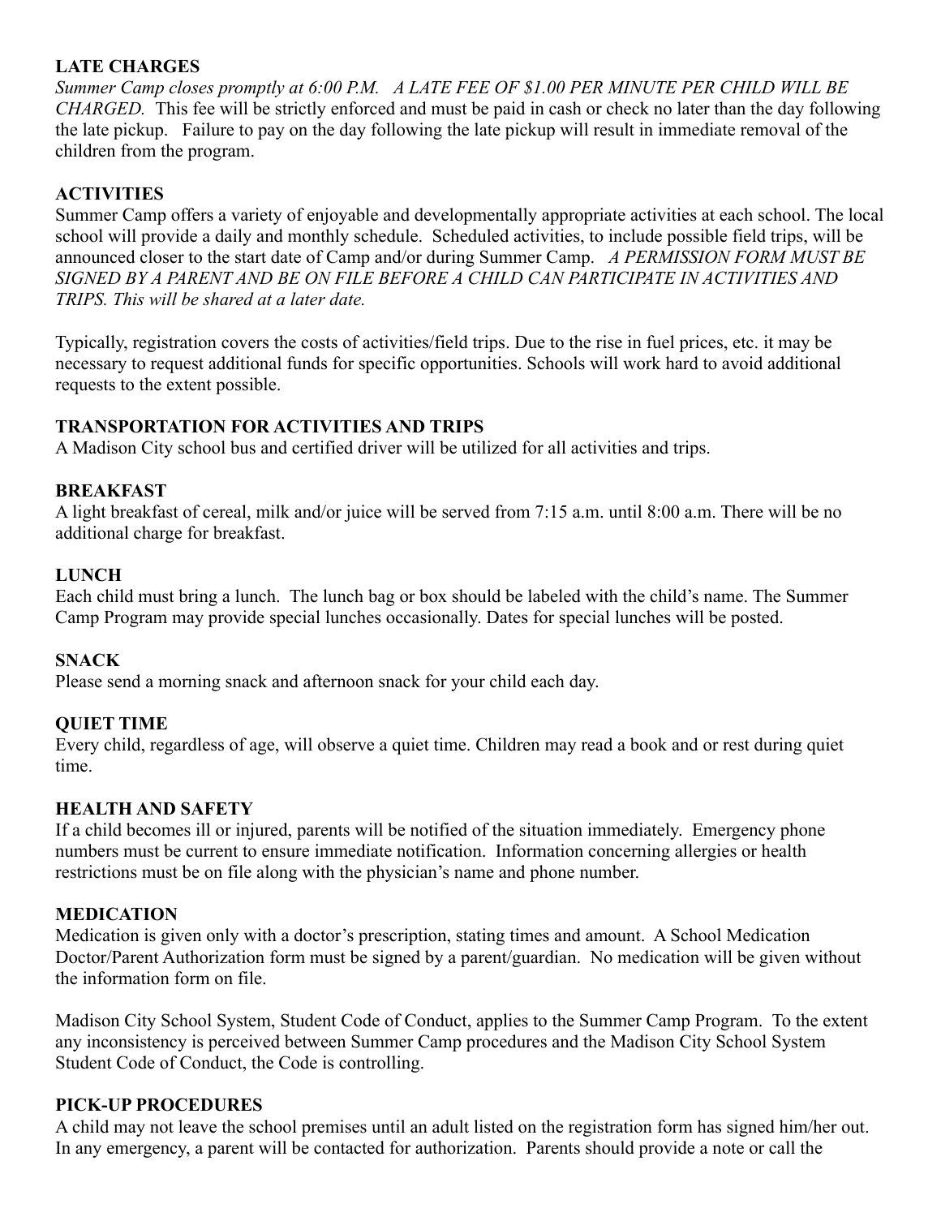**LATE CHARGES**

*Summer Camp closes promptly at 6:00 P.M. A LATE FEE OF $1.00 PER MINUTE PER CHILD WILL BE CHARGED.* This fee will be strictly enforced and must be paid in cash or check no later than the day following the late pickup. Failure to pay on the day following the late pickup will result in immediate removal of the children from the program.

**ACTIVITIES**

Summer Camp offers a variety of enjoyable and developmentally appropriate activities at each school. The local school will provide a daily and monthly schedule. Scheduled activities, to include possible field trips, will be announced closer to the start date of Camp and/or during Summer Camp. *A PERMISSION FORM MUST BE SIGNED BY A PARENT AND BE ON FILE BEFORE A CHILD CAN PARTICIPATE IN ACTIVITIES AND TRIPS. This will be shared at a later date.*

Typically, registration covers the costs of activities/field trips. Due to the rise in fuel prices, etc. it may be necessary to request additional funds for specific opportunities. Schools will work hard to avoid additional requests to the extent possible.

**TRANSPORTATION FOR ACTIVITIES AND TRIPS**

A Madison City school bus and certified driver will be utilized for all activities and trips.

**BREAKFAST**

A light breakfast of cereal, milk and/or juice will be served from 7:15 a.m. until 8:00 a.m. There will be no additional charge for breakfast.

**LUNCH**

Each child must bring a lunch. The lunch bag or box should be labeled with the child's name. The Summer Camp Program may provide special lunches occasionally. Dates for special lunches will be posted.

**SNACK**

Please send a morning snack and afternoon snack for your child each day.

**QUIET TIME**

Every child, regardless of age, will observe a quiet time. Children may read a book and or rest during quiet time.

**HEALTH AND SAFETY**

If a child becomes ill or injured, parents will be notified of the situation immediately. Emergency phone numbers must be current to ensure immediate notification. Information concerning allergies or health restrictions must be on file along with the physician's name and phone number.

**MEDICATION**

Medication is given only with a doctor's prescription, stating times and amount. A School Medication Doctor/Parent Authorization form must be signed by a parent/guardian. No medication will be given without the information form on file.

Madison City School System, Student Code of Conduct, applies to the Summer Camp Program. To the extent any inconsistency is perceived between Summer Camp procedures and the Madison City School System Student Code of Conduct, the Code is controlling.

**PICK-UP PROCEDURES**

A child may not leave the school premises until an adult listed on the registration form has signed him/her out. In any emergency, a parent will be contacted for authorization. Parents should provide a note or call the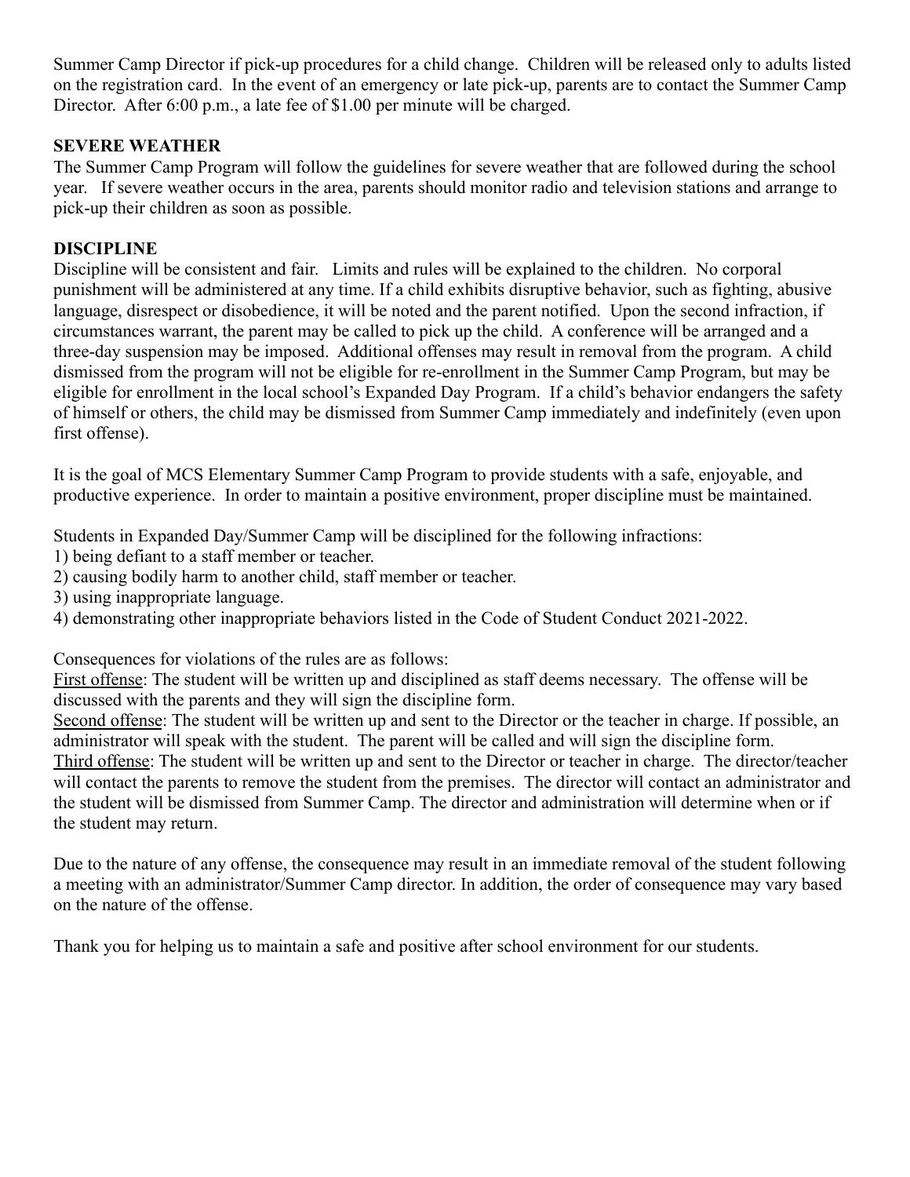Summer Camp Director if pick-up procedures for a child change. Children will be released only to adults listed on the registration card. In the event of an emergency or late pick-up, parents are to contact the Summer Camp Director. After 6:00 p.m., a late fee of $1.00 per minute will be charged.

**SEVERE WEATHER**

The Summer Camp Program will follow the guidelines for severe weather that are followed during the school year. If severe weather occurs in the area, parents should monitor radio and television stations and arrange to pick-up their children as soon as possible.

**DISCIPLINE**

Discipline will be consistent and fair. Limits and rules will be explained to the children. No corporal punishment will be administered at any time. If a child exhibits disruptive behavior, such as fighting, abusive language, disrespect or disobedience, it will be noted and the parent notified. Upon the second infraction, if circumstances warrant, the parent may be called to pick up the child. A conference will be arranged and a three-day suspension may be imposed. Additional offenses may result in removal from the program. A child dismissed from the program will not be eligible for re-enrollment in the Summer Camp Program, but may be eligible for enrollment in the local school's Expanded Day Program. If a child's behavior endangers the safety of himself or others, the child may be dismissed from Summer Camp immediately and indefinitely (even upon first offense).

It is the goal of MCS Elementary Summer Camp Program to provide students with a safe, enjoyable, and productive experience. In order to maintain a positive environment, proper discipline must be maintained.

Students in Expanded Day/Summer Camp will be disciplined for the following infractions:
1) being defiant to a staff member or teacher.
2) causing bodily harm to another child, staff member or teacher.
3) using inappropriate language.
4) demonstrating other inappropriate behaviors listed in the Code of Student Conduct 2021-2022.

Consequences for violations of the rules are as follows:

<u>First offense</u>: The student will be written up and disciplined as staff deems necessary. The offense will be discussed with the parents and they will sign the discipline form.

<u>Second offense</u>: The student will be written up and sent to the Director or the teacher in charge. If possible, an administrator will speak with the student. The parent will be called and will sign the discipline form.

<u>Third offense</u>: The student will be written up and sent to the Director or teacher in charge. The director/teacher will contact the parents to remove the student from the premises. The director will contact an administrator and the student will be dismissed from Summer Camp. The director and administration will determine when or if the student may return.

Due to the nature of any offense, the consequence may result in an immediate removal of the student following a meeting with an administrator/Summer Camp director. In addition, the order of consequence may vary based on the nature of the offense.

Thank you for helping us to maintain a safe and positive after school environment for our students.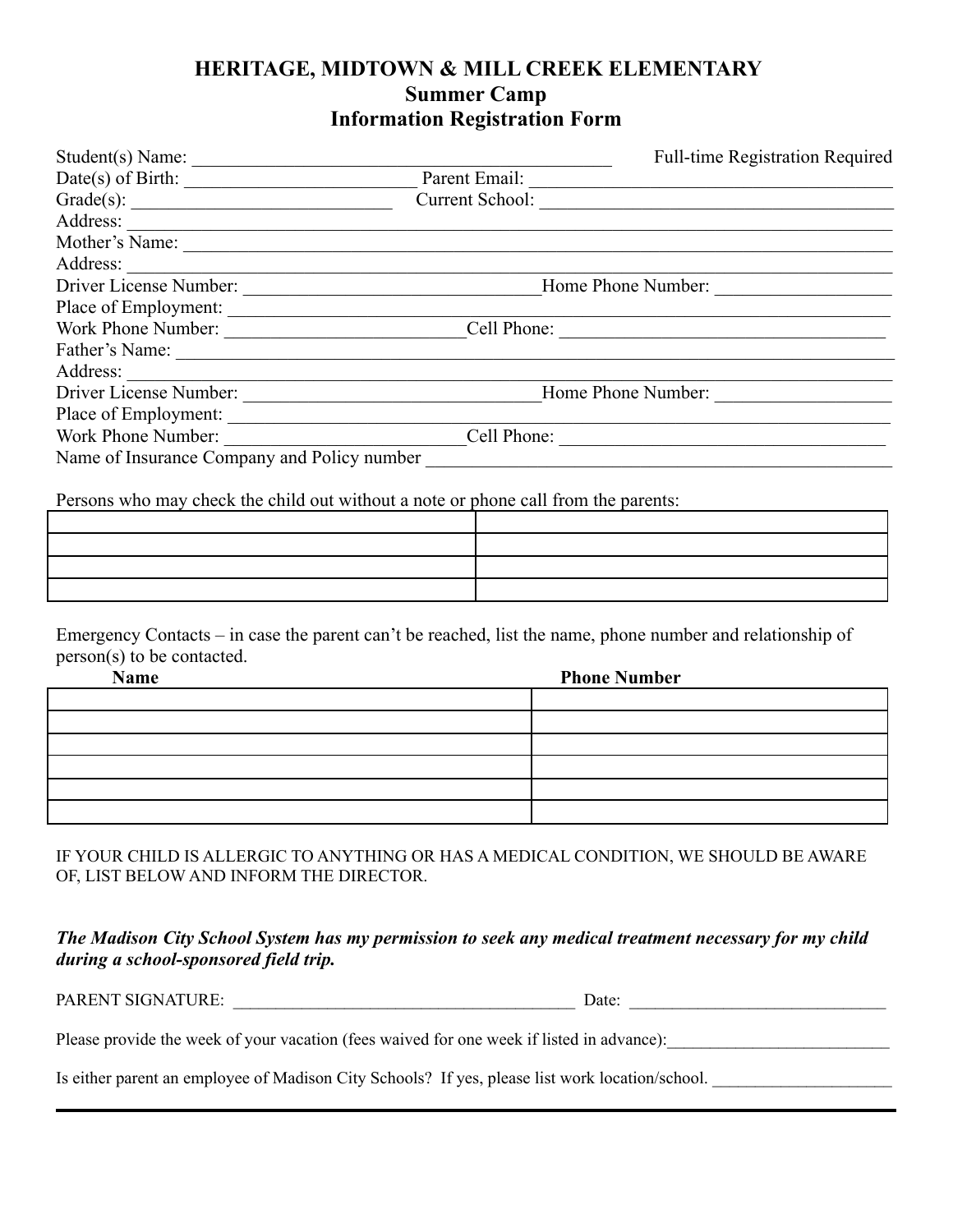# HERITAGE, MIDTOWN & MILL CREEK ELEMENTARY
## Summer Camp
## Information Registration Form

Student(s) Name: _______________________________________________ Full-time Registration Required

Date(s) of Birth: _________________________ Parent Email: _______________________________________

Grade(s): _____________________________ Current School: _______________________________________

Address: _________________________________________________________________________________

Mother's Name: ____________________________________________________________________________

Address: _________________________________________________________________________________

Driver License Number: ________________________________Home Phone Number: ___________________

Place of Employment: ________________________________________________________________________

Work Phone Number: __________________________Cell Phone: ____________________________________

Father's Name: _____________________________________________________________________________

Address: _________________________________________________________________________________

Driver License Number: ________________________________Home Phone Number: ___________________

Place of Employment: ________________________________________________________________________

Work Phone Number: __________________________Cell Phone: ____________________________________

Name of Insurance Company and Policy number ____________________________________________________

Persons who may check the child out without a note or phone call from the parents:

| | |
|---|---|
| | |
| | |
| | |
| | |

Emergency Contacts – in case the parent can't be reached, list the name, phone number and relationship of person(s) to be contacted.

| **Name** | **Phone Number** |
|---|---|
| | |
| | |
| | |
| | |
| | |
| | |

IF YOUR CHILD IS ALLERGIC TO ANYTHING OR HAS A MEDICAL CONDITION, WE SHOULD BE AWARE OF, LIST BELOW AND INFORM THE DIRECTOR.

***The Madison City School System has my permission to seek any medical treatment necessary for my child during a school-sponsored field trip.***

PARENT SIGNATURE: ________________________________________ Date: ______________________________

Please provide the week of your vacation (fees waived for one week if listed in advance):__________________________

Is either parent an employee of Madison City Schools? If yes, please list work location/school. _____________________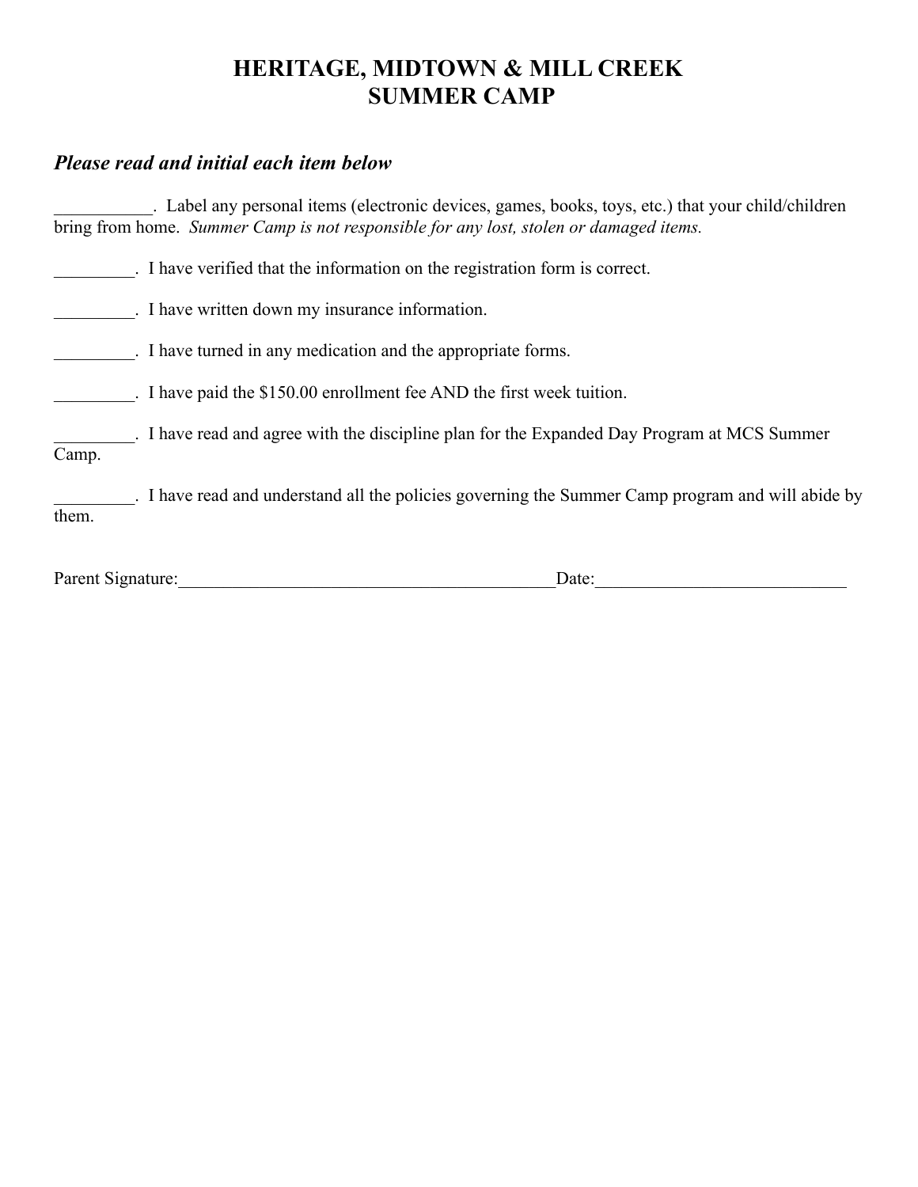# HERITAGE, MIDTOWN & MILL CREEK
# SUMMER CAMP

***Please read and initial each item below***

___________. Label any personal items (electronic devices, games, books, toys, etc.) that your child/children bring from home. *Summer Camp is not responsible for any lost, stolen or damaged items.*

_________. I have verified that the information on the registration form is correct.

_________. I have written down my insurance information.

_________. I have turned in any medication and the appropriate forms.

_________. I have paid the $150.00 enrollment fee AND the first week tuition.

_________. I have read and agree with the discipline plan for the Expanded Day Program at MCS Summer Camp.

_________. I have read and understand all the policies governing the Summer Camp program and will abide by them.

Parent Signature:____________________________________________Date:____________________________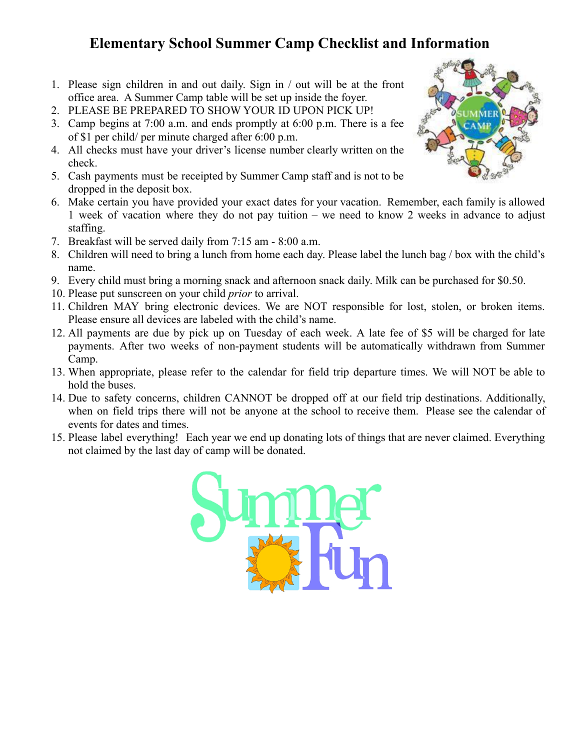# Elementary School Summer Camp Checklist and Information

1. Please sign children in and out daily. Sign in / out will be at the front office area. A Summer Camp table will be set up inside the foyer.
2. PLEASE BE PREPARED TO SHOW YOUR ID UPON PICK UP!
3. Camp begins at 7:00 a.m. and ends promptly at 6:00 p.m. There is a fee of $1 per child/ per minute charged after 6:00 p.m.
4. All checks must have your driver's license number clearly written on the check.
5. Cash payments must be receipted by Summer Camp staff and is not to be dropped in the deposit box.
6. Make certain you have provided your exact dates for your vacation. Remember, each family is allowed 1 week of vacation where they do not pay tuition – we need to know 2 weeks in advance to adjust staffing.
7. Breakfast will be served daily from 7:15 am - 8:00 a.m.
8. Children will need to bring a lunch from home each day. Please label the lunch bag / box with the child's name.
9. Every child must bring a morning snack and afternoon snack daily. Milk can be purchased for $0.50.
10. Please put sunscreen on your child *prior* to arrival.
11. Children MAY bring electronic devices. We are NOT responsible for lost, stolen, or broken items. Please ensure all devices are labeled with the child's name.
12. All payments are due by pick up on Tuesday of each week. A late fee of $5 will be charged for late payments. After two weeks of non-payment students will be automatically withdrawn from Summer Camp.
13. When appropriate, please refer to the calendar for field trip departure times. We will NOT be able to hold the buses.
14. Due to safety concerns, children CANNOT be dropped off at our field trip destinations. Additionally, when on field trips there will not be anyone at the school to receive them. Please see the calendar of events for dates and times.
15. Please label everything! Each year we end up donating lots of things that are never claimed. Everything not claimed by the last day of camp will be donated.

Summer Fun